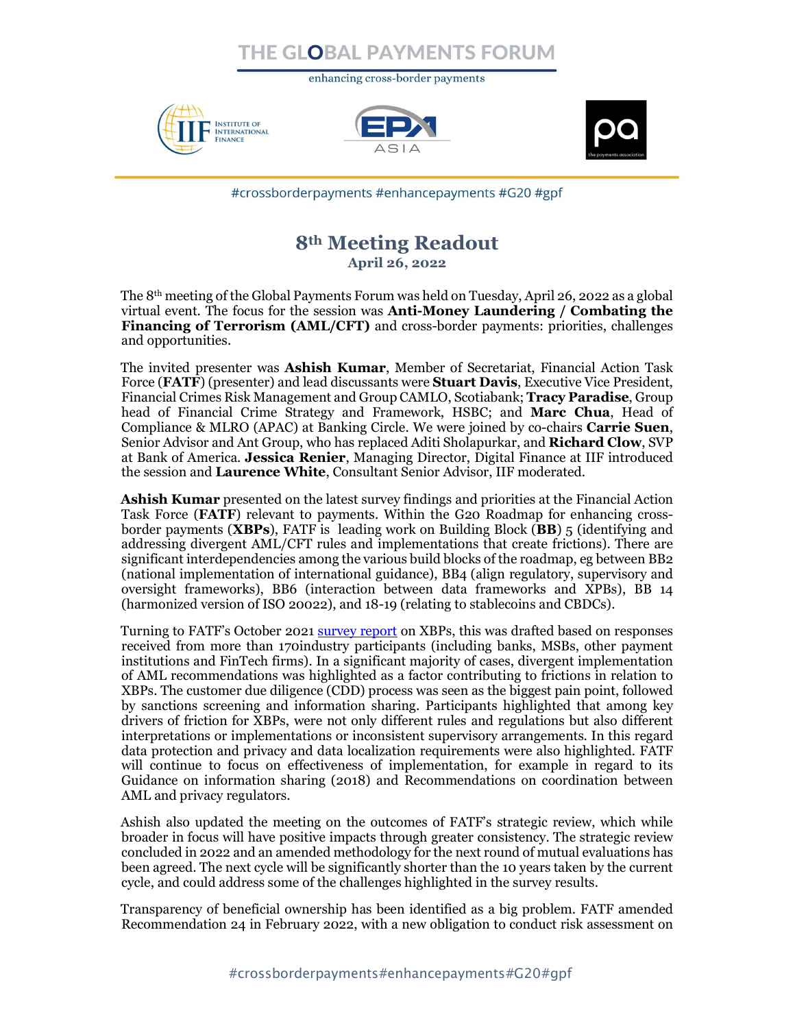# THE GLOBAL PAYMENTS FORUM

enhancing cross-border payments

#crossborderpayments #enhancepayments #G20 #gpf

## 8th Meeting Readout

**April 26, 2022**

The 8th meeting of the Global Payments Forum was held on Tuesday, April 26, 2022 as a global virtual event. The focus for the session was **Anti-Money Laundering / Combating the Financing of Terrorism (AML/CFT)** and cross-border payments: priorities, challenges and opportunities.

The invited presenter was **Ashish Kumar**, Member of Secretariat, Financial Action Task Force (**FATF**) (presenter) and lead discussants were **Stuart Davis**, Executive Vice President, Financial Crimes Risk Management and Group CAMLO, Scotiabank; **Tracy Paradise**, Group head of Financial Crime Strategy and Framework, HSBC; and **Marc Chua**, Head of Compliance & MLRO (APAC) at Banking Circle. We were joined by co-chairs **Carrie Suen**, Senior Advisor and Ant Group, who has replaced Aditi Sholapurkar, and **Richard Clow**, SVP at Bank of America. **Jessica Renier**, Managing Director, Digital Finance at IIF introduced the session and **Laurence White**, Consultant Senior Advisor, IIF moderated.

**Ashish Kumar** presented on the latest survey findings and priorities at the Financial Action Task Force (**FATF**) relevant to payments. Within the G20 Roadmap for enhancing cross-border payments (**XBPs**), FATF is leading work on Building Block (**BB**) 5 (identifying and addressing divergent AML/CFT rules and implementations that create frictions). There are significant interdependencies among the various build blocks of the roadmap, eg between BB2 (national implementation of international guidance), BB4 (align regulatory, supervisory and oversight frameworks), BB6 (interaction between data frameworks and XPBs), BB 14 (harmonized version of ISO 20022), and 18-19 (relating to stablecoins and CBDCs).

Turning to FATF's October 2021 survey report on XBPs, this was drafted based on responses received from more than 170industry participants (including banks, MSBs, other payment institutions and FinTech firms). In a significant majority of cases, divergent implementation of AML recommendations was highlighted as a factor contributing to frictions in relation to XBPs. The customer due diligence (CDD) process was seen as the biggest pain point, followed by sanctions screening and information sharing. Participants highlighted that among key drivers of friction for XBPs, were not only different rules and regulations but also different interpretations or implementations or inconsistent supervisory arrangements. In this regard data protection and privacy and data localization requirements were also highlighted. FATF will continue to focus on effectiveness of implementation, for example in regard to its Guidance on information sharing (2018) and Recommendations on coordination between AML and privacy regulators.

Ashish also updated the meeting on the outcomes of FATF's strategic review, which while broader in focus will have positive impacts through greater consistency. The strategic review concluded in 2022 and an amended methodology for the next round of mutual evaluations has been agreed. The next cycle will be significantly shorter than the 10 years taken by the current cycle, and could address some of the challenges highlighted in the survey results.

Transparency of beneficial ownership has been identified as a big problem. FATF amended Recommendation 24 in February 2022, with a new obligation to conduct risk assessment on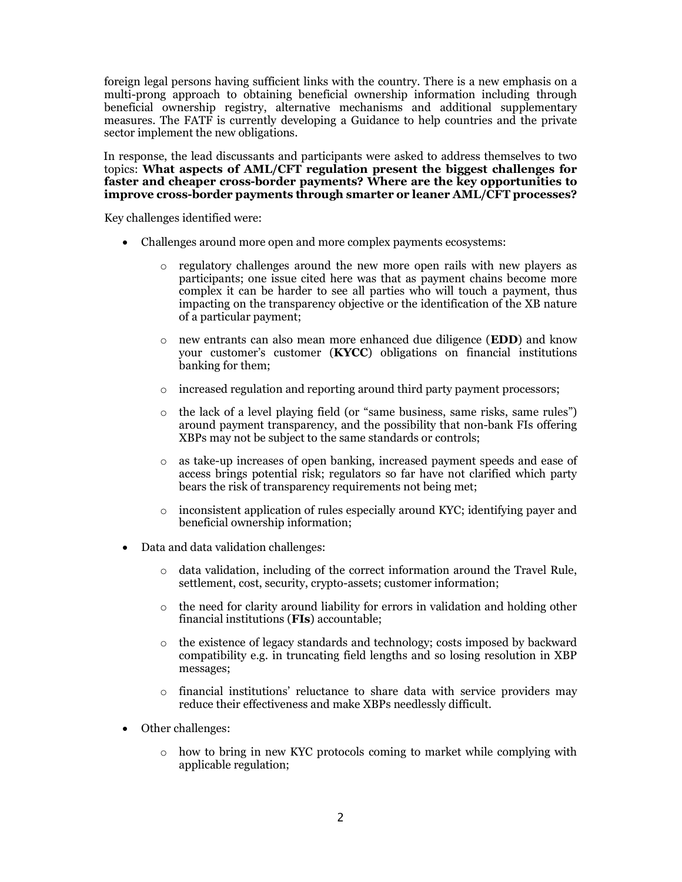foreign legal persons having sufficient links with the country. There is a new emphasis on a multi-prong approach to obtaining beneficial ownership information including through beneficial ownership registry, alternative mechanisms and additional supplementary measures. The FATF is currently developing a Guidance to help countries and the private sector implement the new obligations.

In response, the lead discussants and participants were asked to address themselves to two topics: **What aspects of AML/CFT regulation present the biggest challenges for faster and cheaper cross-border payments? Where are the key opportunities to improve cross-border payments through smarter or leaner AML/CFT processes?**

Key challenges identified were:

- Challenges around more open and more complex payments ecosystems:
    - regulatory challenges around the new more open rails with new players as participants; one issue cited here was that as payment chains become more complex it can be harder to see all parties who will touch a payment, thus impacting on the transparency objective or the identification of the XB nature of a particular payment;
    - new entrants can also mean more enhanced due diligence (**EDD**) and know your customer's customer (**KYCC**) obligations on financial institutions banking for them;
    - increased regulation and reporting around third party payment processors;
    - the lack of a level playing field (or "same business, same risks, same rules") around payment transparency, and the possibility that non-bank FIs offering XBPs may not be subject to the same standards or controls;
    - as take-up increases of open banking, increased payment speeds and ease of access brings potential risk; regulators so far have not clarified which party bears the risk of transparency requirements not being met;
    - inconsistent application of rules especially around KYC; identifying payer and beneficial ownership information;
- Data and data validation challenges:
    - data validation, including of the correct information around the Travel Rule, settlement, cost, security, crypto-assets; customer information;
    - the need for clarity around liability for errors in validation and holding other financial institutions (**FIs**) accountable;
    - the existence of legacy standards and technology; costs imposed by backward compatibility e.g. in truncating field lengths and so losing resolution in XBP messages;
    - financial institutions' reluctance to share data with service providers may reduce their effectiveness and make XBPs needlessly difficult.
- Other challenges:
    - how to bring in new KYC protocols coming to market while complying with applicable regulation;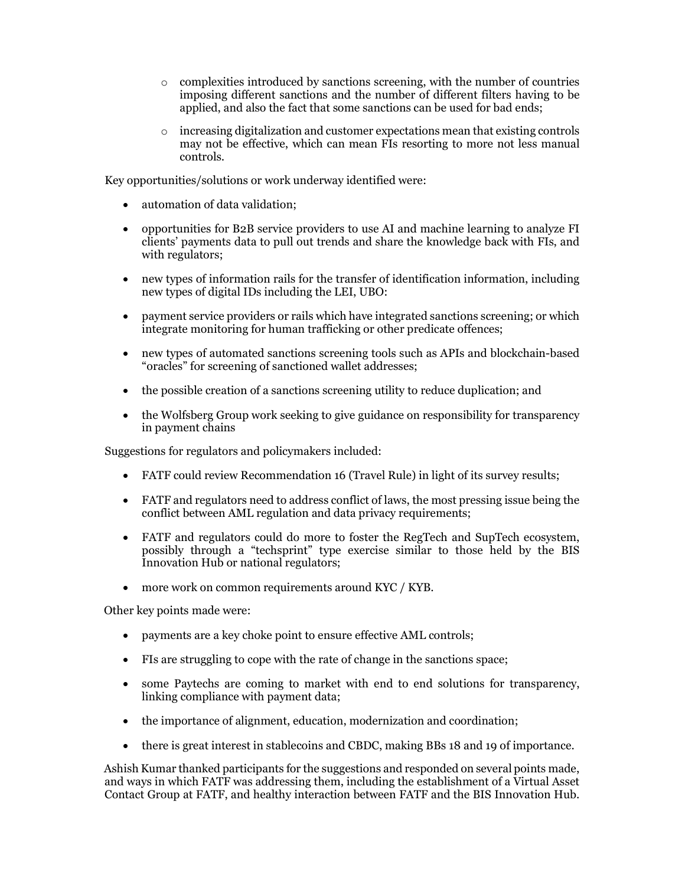- complexities introduced by sanctions screening, with the number of countries imposing different sanctions and the number of different filters having to be applied, and also the fact that some sanctions can be used for bad ends;
  - increasing digitalization and customer expectations mean that existing controls may not be effective, which can mean FIs resorting to more not less manual controls.

Key opportunities/solutions or work underway identified were:

- automation of data validation;
- opportunities for B2B service providers to use AI and machine learning to analyze FI clients' payments data to pull out trends and share the knowledge back with FIs, and with regulators;
- new types of information rails for the transfer of identification information, including new types of digital IDs including the LEI, UBO:
- payment service providers or rails which have integrated sanctions screening; or which integrate monitoring for human trafficking or other predicate offences;
- new types of automated sanctions screening tools such as APIs and blockchain-based "oracles" for screening of sanctioned wallet addresses;
- the possible creation of a sanctions screening utility to reduce duplication; and
- the Wolfsberg Group work seeking to give guidance on responsibility for transparency in payment chains

Suggestions for regulators and policymakers included:

- FATF could review Recommendation 16 (Travel Rule) in light of its survey results;
- FATF and regulators need to address conflict of laws, the most pressing issue being the conflict between AML regulation and data privacy requirements;
- FATF and regulators could do more to foster the RegTech and SupTech ecosystem, possibly through a "techsprint" type exercise similar to those held by the BIS Innovation Hub or national regulators;
- more work on common requirements around KYC / KYB.

Other key points made were:

- payments are a key choke point to ensure effective AML controls;
- FIs are struggling to cope with the rate of change in the sanctions space;
- some Paytechs are coming to market with end to end solutions for transparency, linking compliance with payment data;
- the importance of alignment, education, modernization and coordination;
- there is great interest in stablecoins and CBDC, making BBs 18 and 19 of importance.

Ashish Kumar thanked participants for the suggestions and responded on several points made, and ways in which FATF was addressing them, including the establishment of a Virtual Asset Contact Group at FATF, and healthy interaction between FATF and the BIS Innovation Hub.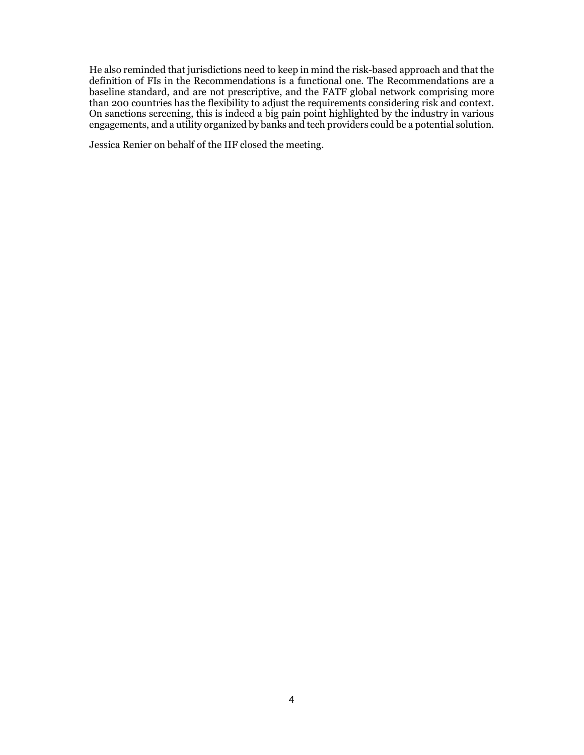He also reminded that jurisdictions need to keep in mind the risk-based approach and that the definition of FIs in the Recommendations is a functional one. The Recommendations are a baseline standard, and are not prescriptive, and the FATF global network comprising more than 200 countries has the flexibility to adjust the requirements considering risk and context. On sanctions screening, this is indeed a big pain point highlighted by the industry in various engagements, and a utility organized by banks and tech providers could be a potential solution.

Jessica Renier on behalf of the IIF closed the meeting.